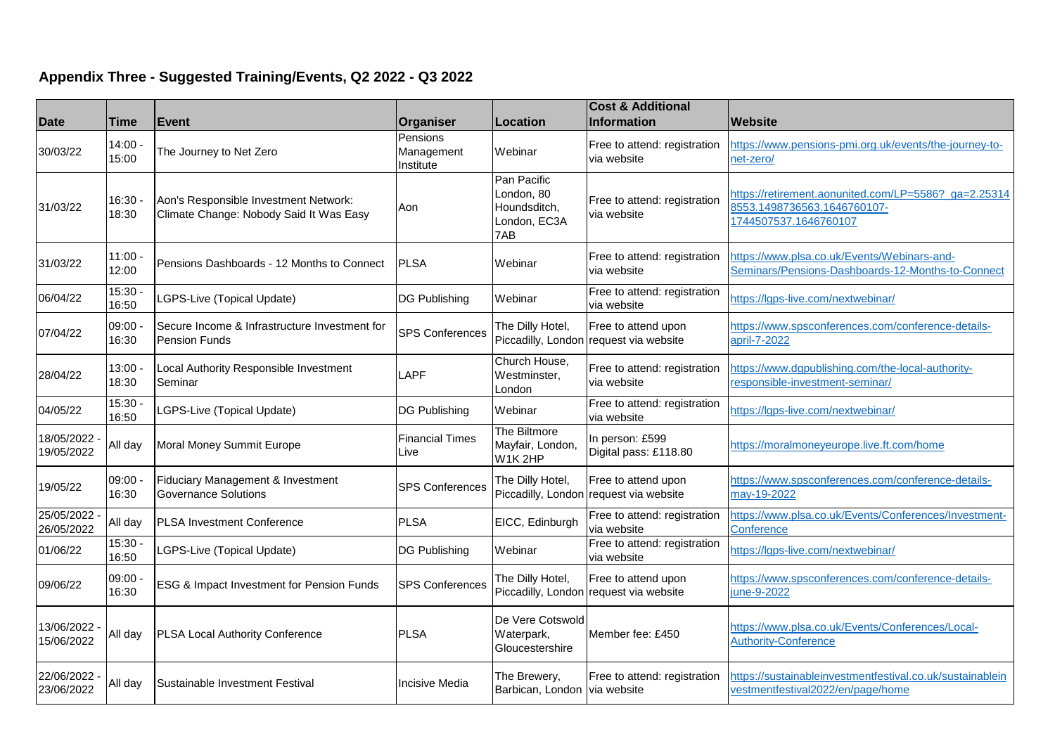## Appendix Three - Suggested Training/Events, Q2 2022 - Q3 2022

| Date | Time | Event | Organiser | Location | Cost & Additional Information | Website |
|---|---|---|---|---|---|---|
| 30/03/22 | 14:00 - 15:00 | The Journey to Net Zero | Pensions Management Institute | Webinar | Free to attend: registration via website | https://www.pensions-pmi.org.uk/events/the-journey-to-net-zero/ |
| 31/03/22 | 16:30 - 18:30 | Aon's Responsible Investment Network: Climate Change: Nobody Said It Was Easy | Aon | Pan Pacific London, 80 Houndsditch, London, EC3A 7AB | Free to attend: registration via website | https://retirement.aonunited.com/LP=5586?_ga=2.253148553.1498736563.1646760107-1744507537.1646760107 |
| 31/03/22 | 11:00 - 12:00 | Pensions Dashboards - 12 Months to Connect | PLSA | Webinar | Free to attend: registration via website | https://www.plsa.co.uk/Events/Webinars-and-Seminars/Pensions-Dashboards-12-Months-to-Connect |
| 06/04/22 | 15:30 - 16:50 | LGPS-Live (Topical Update) | DG Publishing | Webinar | Free to attend: registration via website | https://lgps-live.com/nextwebinar/ |
| 07/04/22 | 09:00 - 16:30 | Secure Income & Infrastructure Investment for Pension Funds | SPS Conferences | The Dilly Hotel, Piccadilly, London | Free to attend upon request via website | https://www.spsconferences.com/conference-details-april-7-2022 |
| 28/04/22 | 13:00 - 18:30 | Local Authority Responsible Investment Seminar | LAPF | Church House, Westminster, London | Free to attend: registration via website | https://www.dgpublishing.com/the-local-authority-responsible-investment-seminar/ |
| 04/05/22 | 15:30 - 16:50 | LGPS-Live (Topical Update) | DG Publishing | Webinar | Free to attend: registration via website | https://lgps-live.com/nextwebinar/ |
| 18/05/2022 - 19/05/2022 | All day | Moral Money Summit Europe | Financial Times Live | The Biltmore Mayfair, London, W1K 2HP | In person: £599 Digital pass: £118.80 | https://moralmoneyeurope.live.ft.com/home |
| 19/05/22 | 09:00 - 16:30 | Fiduciary Management & Investment Governance Solutions | SPS Conferences | The Dilly Hotel, Piccadilly, London | Free to attend upon request via website | https://www.spsconferences.com/conference-details-may-19-2022 |
| 25/05/2022 - 26/05/2022 | All day | PLSA Investment Conference | PLSA | EICC, Edinburgh | Free to attend: registration via website | https://www.plsa.co.uk/Events/Conferences/Investment-Conference |
| 01/06/22 | 15:30 - 16:50 | LGPS-Live (Topical Update) | DG Publishing | Webinar | Free to attend: registration via website | https://lgps-live.com/nextwebinar/ |
| 09/06/22 | 09:00 - 16:30 | ESG & Impact Investment for Pension Funds | SPS Conferences | The Dilly Hotel, Piccadilly, London | Free to attend upon request via website | https://www.spsconferences.com/conference-details-june-9-2022 |
| 13/06/2022 - 15/06/2022 | All day | PLSA Local Authority Conference | PLSA | De Vere Cotswold Waterpark, Gloucestershire | Member fee: £450 | https://www.plsa.co.uk/Events/Conferences/Local-Authority-Conference |
| 22/06/2022 - 23/06/2022 | All day | Sustainable Investment Festival | Incisive Media | The Brewery, Barbican, London | Free to attend: registration via website | https://sustainableinvestmentfestival.co.uk/sustainableinvestmentfestival2022/en/page/home |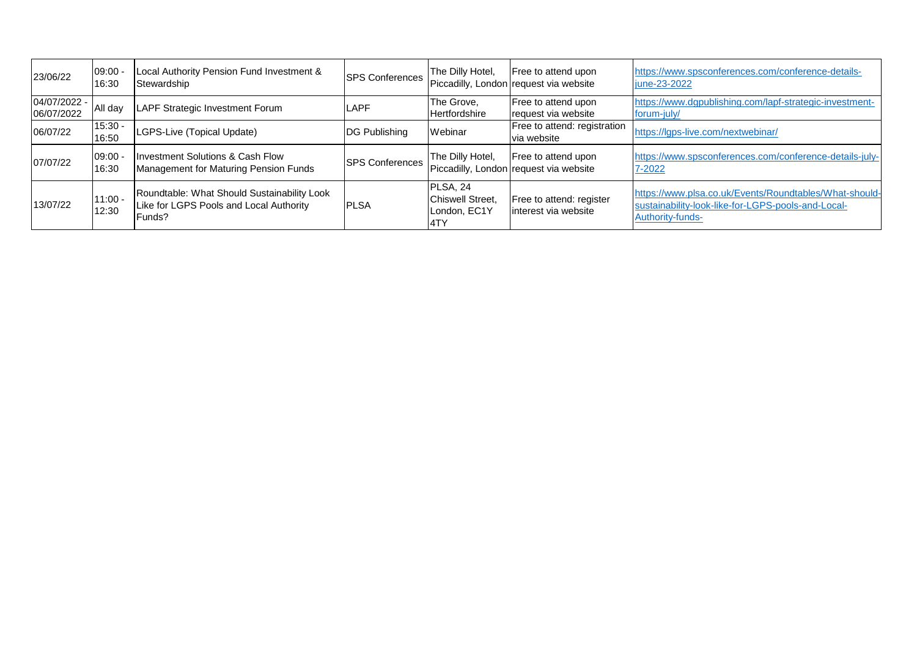| | | | | | | |
|---|---|---|---|---|---|---|
| 23/06/22 | 09:00 - 16:30 | Local Authority Pension Fund Investment & Stewardship | SPS Conferences | The Dilly Hotel, Piccadilly, London | Free to attend upon request via website | https://www.spsconferences.com/conference-details-june-23-2022 |
| 04/07/2022 - 06/07/2022 | All day | LAPF Strategic Investment Forum | LAPF | The Grove, Hertfordshire | Free to attend upon request via website | https://www.dgpublishing.com/lapf-strategic-investment-forum-july/ |
| 06/07/22 | 15:30 - 16:50 | LGPS-Live (Topical Update) | DG Publishing | Webinar | Free to attend: registration via website | https://lgps-live.com/nextwebinar/ |
| 07/07/22 | 09:00 - 16:30 | Investment Solutions & Cash Flow Management for Maturing Pension Funds | SPS Conferences | The Dilly Hotel, Piccadilly, London | Free to attend upon request via website | https://www.spsconferences.com/conference-details-july-7-2022 |
| 13/07/22 | 11:00 - 12:30 | Roundtable: What Should Sustainability Look Like for LGPS Pools and Local Authority Funds? | PLSA | PLSA, 24 Chiswell Street, London, EC1Y 4TY | Free to attend: register interest via website | https://www.plsa.co.uk/Events/Roundtables/What-should-sustainability-look-like-for-LGPS-pools-and-Local-Authority-funds- |